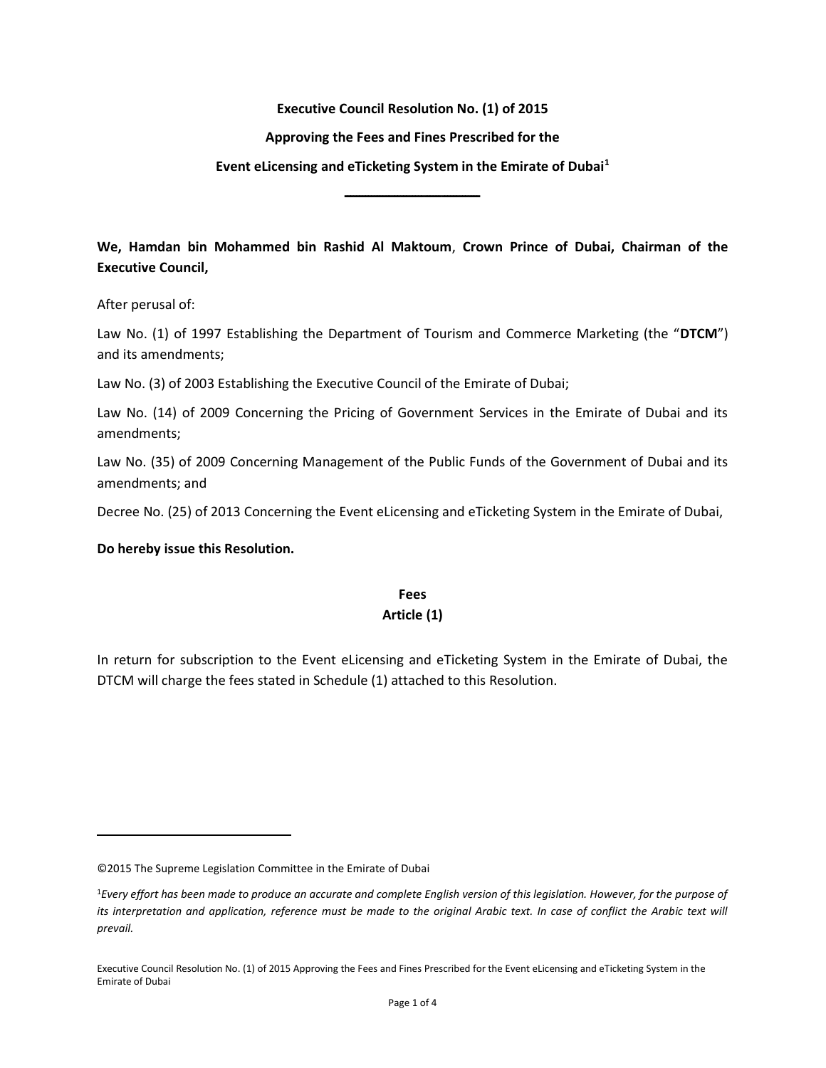# Executive Council Resolution No. (1) of 2015

## Approving the Fees and Fines Prescribed for the

## Event eLicensing and eTicketing System in the Emirate of Dubai[1]

---

**We, Hamdan bin Mohammed bin Rashid Al Maktoum, Crown Prince of Dubai, Chairman of the Executive Council,**

After perusal of:

Law No. (1) of 1997 Establishing the Department of Tourism and Commerce Marketing (the "**DTCM**") and its amendments;

Law No. (3) of 2003 Establishing the Executive Council of the Emirate of Dubai;

Law No. (14) of 2009 Concerning the Pricing of Government Services in the Emirate of Dubai and its amendments;

Law No. (35) of 2009 Concerning Management of the Public Funds of the Government of Dubai and its amendments; and

Decree No. (25) of 2013 Concerning the Event eLicensing and eTicketing System in the Emirate of Dubai,

**Do hereby issue this Resolution.**

### Fees
### Article (1)

In return for subscription to the Event eLicensing and eTicketing System in the Emirate of Dubai, the DTCM will charge the fees stated in Schedule (1) attached to this Resolution.

---

©2015 The Supreme Legislation Committee in the Emirate of Dubai

[1]*Every effort has been made to produce an accurate and complete English version of this legislation. However, for the purpose of its interpretation and application, reference must be made to the original Arabic text. In case of conflict the Arabic text will prevail.*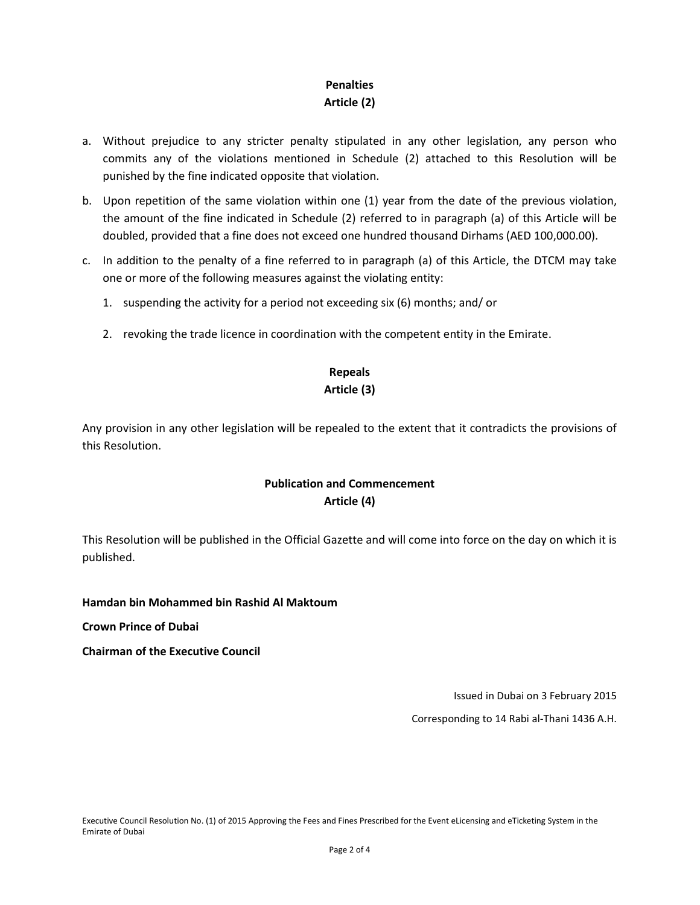**Penalties**
**Article (2)**

a. Without prejudice to any stricter penalty stipulated in any other legislation, any person who commits any of the violations mentioned in Schedule (2) attached to this Resolution will be punished by the fine indicated opposite that violation.

b. Upon repetition of the same violation within one (1) year from the date of the previous violation, the amount of the fine indicated in Schedule (2) referred to in paragraph (a) of this Article will be doubled, provided that a fine does not exceed one hundred thousand Dirhams (AED 100,000.00).

c. In addition to the penalty of a fine referred to in paragraph (a) of this Article, the DTCM may take one or more of the following measures against the violating entity:

   1. suspending the activity for a period not exceeding six (6) months; and/ or

   2. revoking the trade licence in coordination with the competent entity in the Emirate.

**Repeals**
**Article (3)**

Any provision in any other legislation will be repealed to the extent that it contradicts the provisions of this Resolution.

**Publication and Commencement**
**Article (4)**

This Resolution will be published in the Official Gazette and will come into force on the day on which it is published.

**Hamdan bin Mohammed bin Rashid Al Maktoum**

**Crown Prince of Dubai**

**Chairman of the Executive Council**

Issued in Dubai on 3 February 2015

Corresponding to 14 Rabi al-Thani 1436 A.H.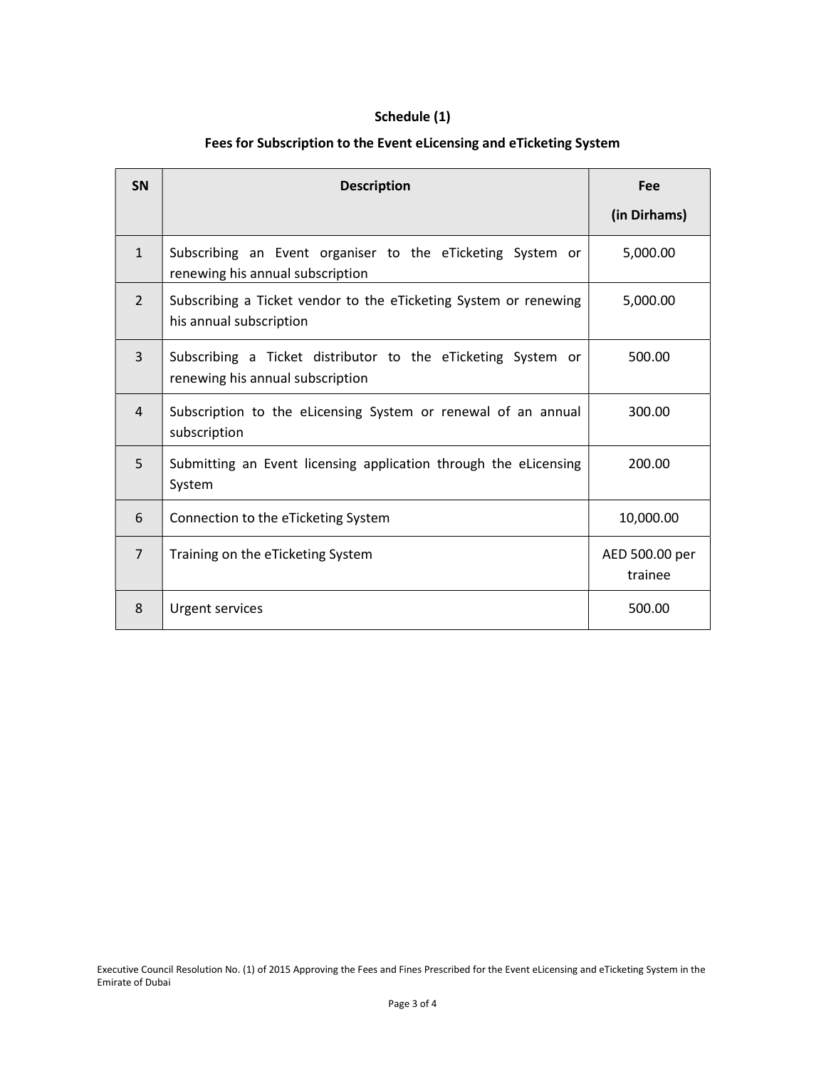## Schedule (1)

## Fees for Subscription to the Event eLicensing and eTicketing System

| SN | Description | Fee (in Dirhams) |
|---|---|---|
| 1 | Subscribing an Event organiser to the eTicketing System or renewing his annual subscription | 5,000.00 |
| 2 | Subscribing a Ticket vendor to the eTicketing System or renewing his annual subscription | 5,000.00 |
| 3 | Subscribing a Ticket distributor to the eTicketing System or renewing his annual subscription | 500.00 |
| 4 | Subscription to the eLicensing System or renewal of an annual subscription | 300.00 |
| 5 | Submitting an Event licensing application through the eLicensing System | 200.00 |
| 6 | Connection to the eTicketing System | 10,000.00 |
| 7 | Training on the eTicketing System | AED 500.00 per trainee |
| 8 | Urgent services | 500.00 |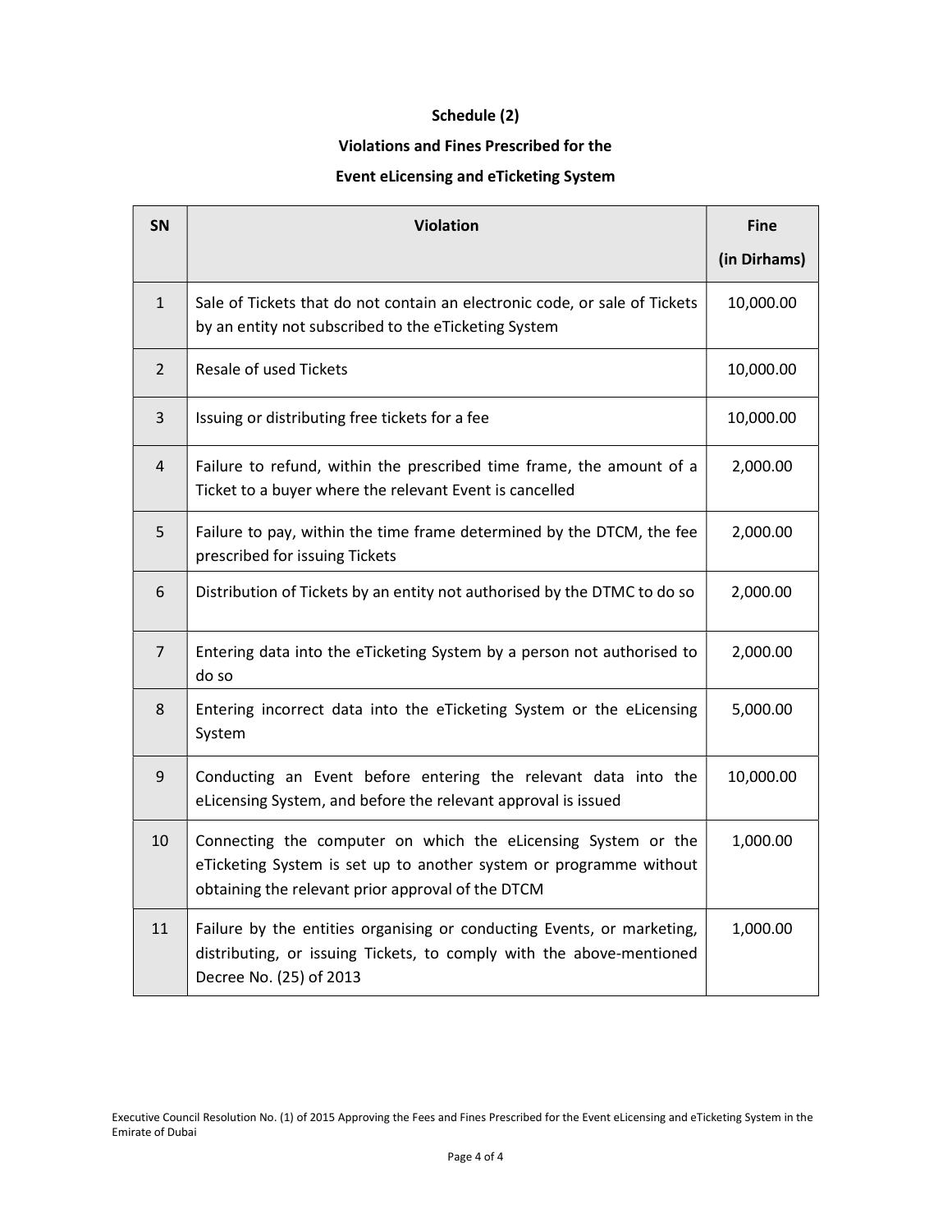**Schedule (2)**

**Violations and Fines Prescribed for the**

**Event eLicensing and eTicketing System**

| SN | Violation | Fine (in Dirhams) |
|---|---|---|
| 1 | Sale of Tickets that do not contain an electronic code, or sale of Tickets by an entity not subscribed to the eTicketing System | 10,000.00 |
| 2 | Resale of used Tickets | 10,000.00 |
| 3 | Issuing or distributing free tickets for a fee | 10,000.00 |
| 4 | Failure to refund, within the prescribed time frame, the amount of a Ticket to a buyer where the relevant Event is cancelled | 2,000.00 |
| 5 | Failure to pay, within the time frame determined by the DTCM, the fee prescribed for issuing Tickets | 2,000.00 |
| 6 | Distribution of Tickets by an entity not authorised by the DTMC to do so | 2,000.00 |
| 7 | Entering data into the eTicketing System by a person not authorised to do so | 2,000.00 |
| 8 | Entering incorrect data into the eTicketing System or the eLicensing System | 5,000.00 |
| 9 | Conducting an Event before entering the relevant data into the eLicensing System, and before the relevant approval is issued | 10,000.00 |
| 10 | Connecting the computer on which the eLicensing System or the eTicketing System is set up to another system or programme without obtaining the relevant prior approval of the DTCM | 1,000.00 |
| 11 | Failure by the entities organising or conducting Events, or marketing, distributing, or issuing Tickets, to comply with the above-mentioned Decree No. (25) of 2013 | 1,000.00 |